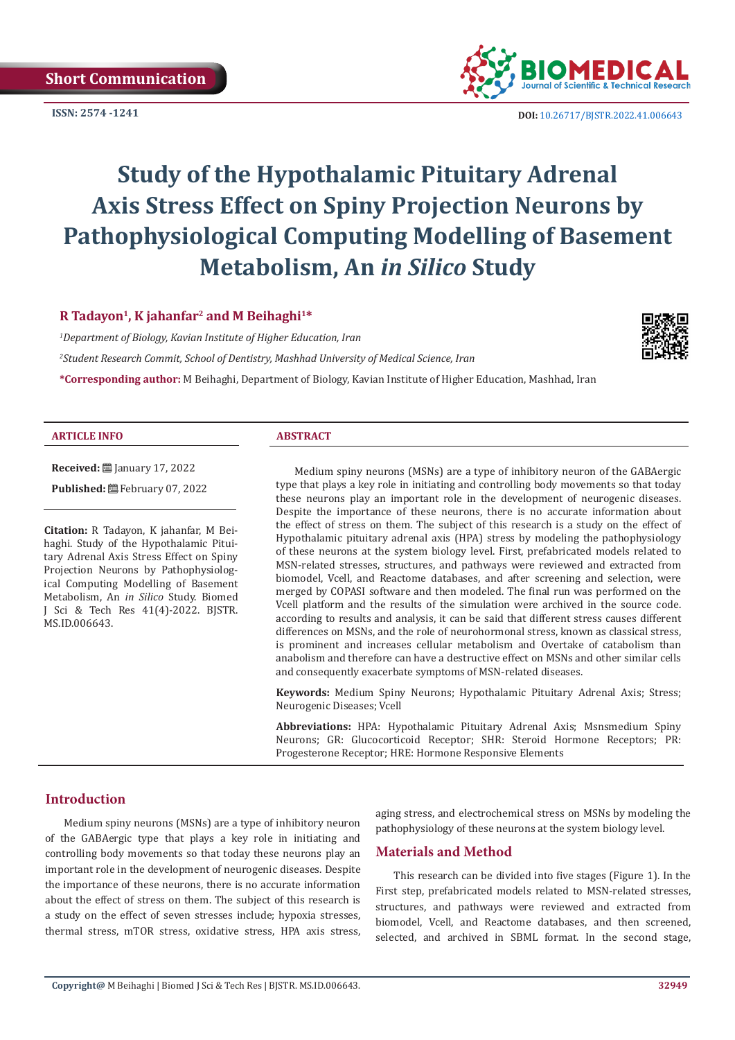Short Communication

ISSN: 2574 -1241

DOI: 10.26717/BJSTR.2022.41.006643

# Study of the Hypothalamic Pituitary Adrenal Axis Stress Effect on Spiny Projection Neurons by Pathophysiological Computing Modelling of Basement Metabolism, An *in Silico* Study

**R Tadayon[1], K jahanfar[2] and M Beihaghi[1]***

*[1]Department of Biology, Kavian Institute of Higher Education, Iran*

*[2]Student Research Commit, School of Dentistry, Mashhad University of Medical Science, Iran*

***Corresponding author:** M Beihaghi, Department of Biology, Kavian Institute of Higher Education, Mashhad, Iran

**ARTICLE INFO**

**Received:** January 17, 2022

**Published:** February 07, 2022

**Citation:** R Tadayon, K jahanfar, M Beihaghi. Study of the Hypothalamic Pituitary Adrenal Axis Stress Effect on Spiny Projection Neurons by Pathophysiological Computing Modelling of Basement Metabolism, An *in Silico* Study. Biomed J Sci & Tech Res 41(4)-2022. BJSTR. MS.ID.006643.

**ABSTRACT**

Medium spiny neurons (MSNs) are a type of inhibitory neuron of the GABAergic type that plays a key role in initiating and controlling body movements so that today these neurons play an important role in the development of neurogenic diseases. Despite the importance of these neurons, there is no accurate information about the effect of stress on them. The subject of this research is a study on the effect of Hypothalamic pituitary adrenal axis (HPA) stress by modeling the pathophysiology of these neurons at the system biology level. First, prefabricated models related to MSN-related stresses, structures, and pathways were reviewed and extracted from biomodel, Vcell, and Reactome databases, and after screening and selection, were merged by COPASI software and then modeled. The final run was performed on the Vcell platform and the results of the simulation were archived in the source code. according to results and analysis, it can be said that different stress causes different differences on MSNs, and the role of neurohormonal stress, known as classical stress, is prominent and increases cellular metabolism and Overtake of catabolism than anabolism and therefore can have a destructive effect on MSNs and other similar cells and consequently exacerbate symptoms of MSN-related diseases.

**Keywords:** Medium Spiny Neurons; Hypothalamic Pituitary Adrenal Axis; Stress; Neurogenic Diseases; Vcell

**Abbreviations:** HPA: Hypothalamic Pituitary Adrenal Axis; Msnsmedium Spiny Neurons; GR: Glucocorticoid Receptor; SHR: Steroid Hormone Receptors; PR: Progesterone Receptor; HRE: Hormone Responsive Elements

## Introduction

Medium spiny neurons (MSNs) are a type of inhibitory neuron of the GABAergic type that plays a key role in initiating and controlling body movements so that today these neurons play an important role in the development of neurogenic diseases. Despite the importance of these neurons, there is no accurate information about the effect of stress on them. The subject of this research is a study on the effect of seven stresses include; hypoxia stresses, thermal stress, mTOR stress, oxidative stress, HPA axis stress, aging stress, and electrochemical stress on MSNs by modeling the pathophysiology of these neurons at the system biology level.

## Materials and Method

This research can be divided into five stages (Figure 1). In the First step, prefabricated models related to MSN-related stresses, structures, and pathways were reviewed and extracted from biomodel, Vcell, and Reactome databases, and then screened, selected, and archived in SBML format. In the second stage,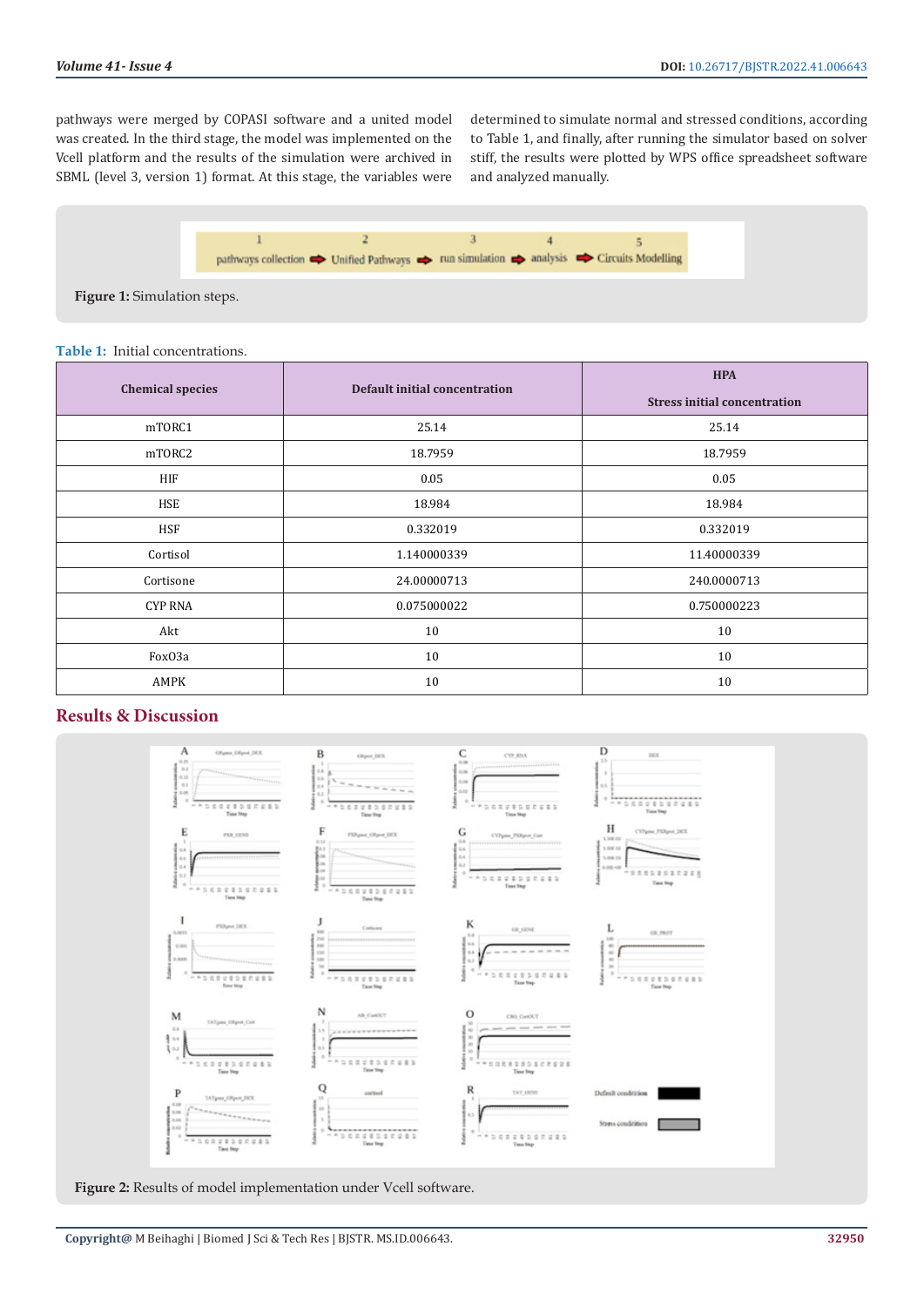pathways were merged by COPASI software and a united model was created. In the third stage, the model was implemented on the Vcell platform and the results of the simulation were archived in SBML (level 3, version 1) format. At this stage, the variables were determined to simulate normal and stressed conditions, according to Table 1, and finally, after running the simulator based on solver stiff, the results were plotted by WPS office spreadsheet software and analyzed manually.

**Figure 1:** Simulation steps.

**Table 1:** Initial concentrations.

| Chemical species | Default initial concentration | HPA Stress initial concentration |
|---|---|---|
| mTORC1 | 25.14 | 25.14 |
| mTORC2 | 18.7959 | 18.7959 |
| HIF | 0.05 | 0.05 |
| HSE | 18.984 | 18.984 |
| HSF | 0.332019 | 0.332019 |
| Cortisol | 1.140000339 | 11.40000339 |
| Cortisone | 24.00000713 | 240.0000713 |
| CYP RNA | 0.075000022 | 0.750000223 |
| Akt | 10 | 10 |
| FoxO3a | 10 | 10 |
| AMPK | 10 | 10 |

## Results & Discussion

**Figure 2:** Results of model implementation under Vcell software.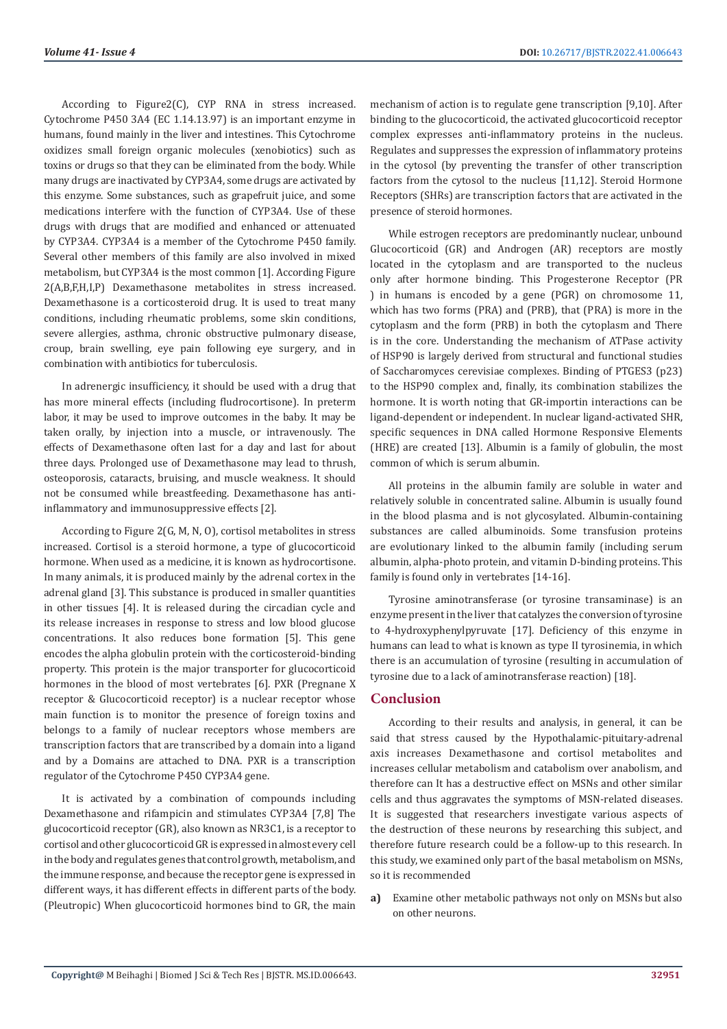According to Figure2(C), CYP RNA in stress increased. Cytochrome P450 3A4 (EC 1.14.13.97) is an important enzyme in humans, found mainly in the liver and intestines. This Cytochrome oxidizes small foreign organic molecules (xenobiotics) such as toxins or drugs so that they can be eliminated from the body. While many drugs are inactivated by CYP3A4, some drugs are activated by this enzyme. Some substances, such as grapefruit juice, and some medications interfere with the function of CYP3A4. Use of these drugs with drugs that are modified and enhanced or attenuated by CYP3A4. CYP3A4 is a member of the Cytochrome P450 family. Several other members of this family are also involved in mixed metabolism, but CYP3A4 is the most common [1]. According Figure 2(A,B,F,H,I,P) Dexamethasone metabolites in stress increased. Dexamethasone is a corticosteroid drug. It is used to treat many conditions, including rheumatic problems, some skin conditions, severe allergies, asthma, chronic obstructive pulmonary disease, croup, brain swelling, eye pain following eye surgery, and in combination with antibiotics for tuberculosis.

In adrenergic insufficiency, it should be used with a drug that has more mineral effects (including fludrocortisone). In preterm labor, it may be used to improve outcomes in the baby. It may be taken orally, by injection into a muscle, or intravenously. The effects of Dexamethasone often last for a day and last for about three days. Prolonged use of Dexamethasone may lead to thrush, osteoporosis, cataracts, bruising, and muscle weakness. It should not be consumed while breastfeeding. Dexamethasone has anti-inflammatory and immunosuppressive effects [2].

According to Figure 2(G, M, N, O), cortisol metabolites in stress increased. Cortisol is a steroid hormone, a type of glucocorticoid hormone. When used as a medicine, it is known as hydrocortisone. In many animals, it is produced mainly by the adrenal cortex in the adrenal gland [3]. This substance is produced in smaller quantities in other tissues [4]. It is released during the circadian cycle and its release increases in response to stress and low blood glucose concentrations. It also reduces bone formation [5]. This gene encodes the alpha globulin protein with the corticosteroid-binding property. This protein is the major transporter for glucocorticoid hormones in the blood of most vertebrates [6]. PXR (Pregnane X receptor & Glucocorticoid receptor) is a nuclear receptor whose main function is to monitor the presence of foreign toxins and belongs to a family of nuclear receptors whose members are transcription factors that are transcribed by a domain into a ligand and by a Domains are attached to DNA. PXR is a transcription regulator of the Cytochrome P450 CYP3A4 gene.

It is activated by a combination of compounds including Dexamethasone and rifampicin and stimulates CYP3A4 [7,8] The glucocorticoid receptor (GR), also known as NR3C1, is a receptor to cortisol and other glucocorticoid GR is expressed in almost every cell in the body and regulates genes that control growth, metabolism, and the immune response, and because the receptor gene is expressed in different ways, it has different effects in different parts of the body. (Pleutropic) When glucocorticoid hormones bind to GR, the main mechanism of action is to regulate gene transcription [9,10]. After binding to the glucocorticoid, the activated glucocorticoid receptor complex expresses anti-inflammatory proteins in the nucleus. Regulates and suppresses the expression of inflammatory proteins in the cytosol (by preventing the transfer of other transcription factors from the cytosol to the nucleus [11,12]. Steroid Hormone Receptors (SHRs) are transcription factors that are activated in the presence of steroid hormones.

While estrogen receptors are predominantly nuclear, unbound Glucocorticoid (GR) and Androgen (AR) receptors are mostly located in the cytoplasm and are transported to the nucleus only after hormone binding. This Progesterone Receptor (PR ) in humans is encoded by a gene (PGR) on chromosome 11, which has two forms (PRA) and (PRB), that (PRA) is more in the cytoplasm and the form (PRB) in both the cytoplasm and There is in the core. Understanding the mechanism of ATPase activity of HSP90 is largely derived from structural and functional studies of Saccharomyces cerevisiae complexes. Binding of PTGES3 (p23) to the HSP90 complex and, finally, its combination stabilizes the hormone. It is worth noting that GR-importin interactions can be ligand-dependent or independent. In nuclear ligand-activated SHR, specific sequences in DNA called Hormone Responsive Elements (HRE) are created [13]. Albumin is a family of globulin, the most common of which is serum albumin.

All proteins in the albumin family are soluble in water and relatively soluble in concentrated saline. Albumin is usually found in the blood plasma and is not glycosylated. Albumin-containing substances are called albuminoids. Some transfusion proteins are evolutionary linked to the albumin family (including serum albumin, alpha-photo protein, and vitamin D-binding proteins. This family is found only in vertebrates [14-16].

Tyrosine aminotransferase (or tyrosine transaminase) is an enzyme present in the liver that catalyzes the conversion of tyrosine to 4-hydroxyphenylpyruvate [17]. Deficiency of this enzyme in humans can lead to what is known as type II tyrosinemia, in which there is an accumulation of tyrosine (resulting in accumulation of tyrosine due to a lack of aminotransferase reaction) [18].

## Conclusion

According to their results and analysis, in general, it can be said that stress caused by the Hypothalamic-pituitary-adrenal axis increases Dexamethasone and cortisol metabolites and increases cellular metabolism and catabolism over anabolism, and therefore can It has a destructive effect on MSNs and other similar cells and thus aggravates the symptoms of MSN-related diseases. It is suggested that researchers investigate various aspects of the destruction of these neurons by researching this subject, and therefore future research could be a follow-up to this research. In this study, we examined only part of the basal metabolism on MSNs, so it is recommended

**a)** Examine other metabolic pathways not only on MSNs but also on other neurons.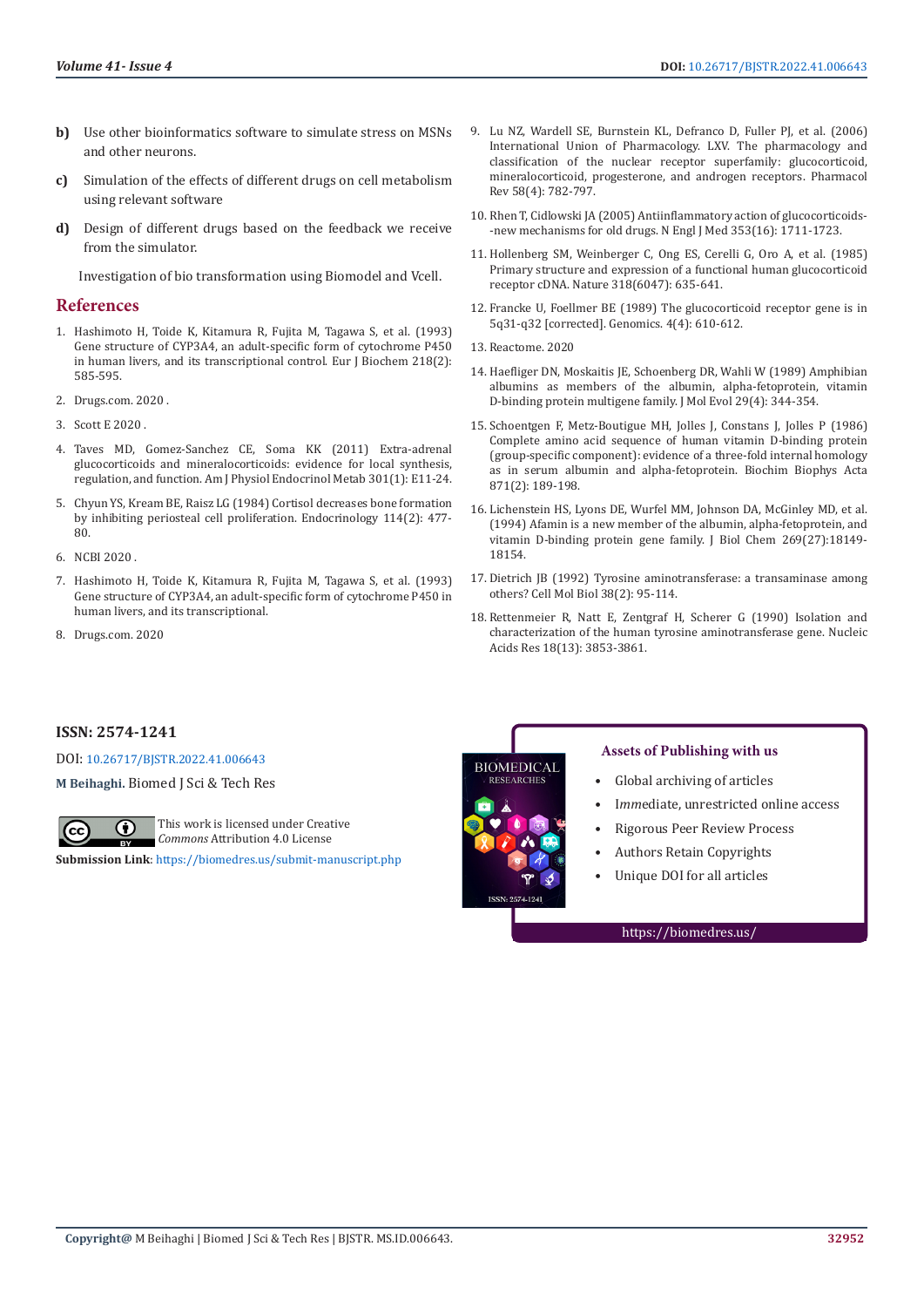b) Use other bioinformatics software to simulate stress on MSNs and other neurons.

c) Simulation of the effects of different drugs on cell metabolism using relevant software

d) Design of different drugs based on the feedback we receive from the simulator.

Investigation of bio transformation using Biomodel and Vcell.

## References

1. Hashimoto H, Toide K, Kitamura R, Fujita M, Tagawa S, et al. (1993) Gene structure of CYP3A4, an adult-specific form of cytochrome P450 in human livers, and its transcriptional control. Eur J Biochem 218(2): 585-595.
2. Drugs.com. 2020 .
3. Scott E 2020 .
4. Taves MD, Gomez-Sanchez CE, Soma KK (2011) Extra-adrenal glucocorticoids and mineralocorticoids: evidence for local synthesis, regulation, and function. Am J Physiol Endocrinol Metab 301(1): E11-24.
5. Chyun YS, Kream BE, Raisz LG (1984) Cortisol decreases bone formation by inhibiting periosteal cell proliferation. Endocrinology 114(2): 477-80.
6. NCBI 2020 .
7. Hashimoto H, Toide K, Kitamura R, Fujita M, Tagawa S, et al. (1993) Gene structure of CYP3A4, an adult-specific form of cytochrome P450 in human livers, and its transcriptional.
8. Drugs.com. 2020
9. Lu NZ, Wardell SE, Burnstein KL, Defranco D, Fuller PJ, et al. (2006) International Union of Pharmacology. LXV. The pharmacology and classification of the nuclear receptor superfamily: glucocorticoid, mineralocorticoid, progesterone, and androgen receptors. Pharmacol Rev 58(4): 782-797.
10. Rhen T, Cidlowski JA (2005) Antiinflammatory action of glucocorticoids--new mechanisms for old drugs. N Engl J Med 353(16): 1711-1723.
11. Hollenberg SM, Weinberger C, Ong ES, Cerelli G, Oro A, et al. (1985) Primary structure and expression of a functional human glucocorticoid receptor cDNA. Nature 318(6047): 635-641.
12. Francke U, Foellmer BE (1989) The glucocorticoid receptor gene is in 5q31-q32 [corrected]. Genomics. 4(4): 610-612.
13. Reactome. 2020
14. Haefliger DN, Moskaitis JE, Schoenberg DR, Wahli W (1989) Amphibian albumins as members of the albumin, alpha-fetoprotein, vitamin D-binding protein multigene family. J Mol Evol 29(4): 344-354.
15. Schoentgen F, Metz-Boutigue MH, Jolles J, Constans J, Jolles P (1986) Complete amino acid sequence of human vitamin D-binding protein (group-specific component): evidence of a three-fold internal homology as in serum albumin and alpha-fetoprotein. Biochim Biophys Acta 871(2): 189-198.
16. Lichenstein HS, Lyons DE, Wurfel MM, Johnson DA, McGinley MD, et al. (1994) Afamin is a new member of the albumin, alpha-fetoprotein, and vitamin D-binding protein gene family. J Biol Chem 269(27):18149-18154.
17. Dietrich JB (1992) Tyrosine aminotransferase: a transaminase among others? Cell Mol Biol 38(2): 95-114.
18. Rettenmeier R, Natt E, Zentgraf H, Scherer G (1990) Isolation and characterization of the human tyrosine aminotransferase gene. Nucleic Acids Res 18(13): 3853-3861.

**ISSN: 2574-1241**

DOI: 10.26717/BJSTR.2022.41.006643

**M Beihaghi**. Biomed J Sci & Tech Res

This work is licensed under Creative *Commons* Attribution 4.0 License

**Submission Link**: https://biomedres.us/submit-manuscript.php

**Assets of Publishing with us**

- Global archiving of articles
- Immediate, unrestricted online access
- Rigorous Peer Review Process
- Authors Retain Copyrights
- Unique DOI for all articles

https://biomedres.us/